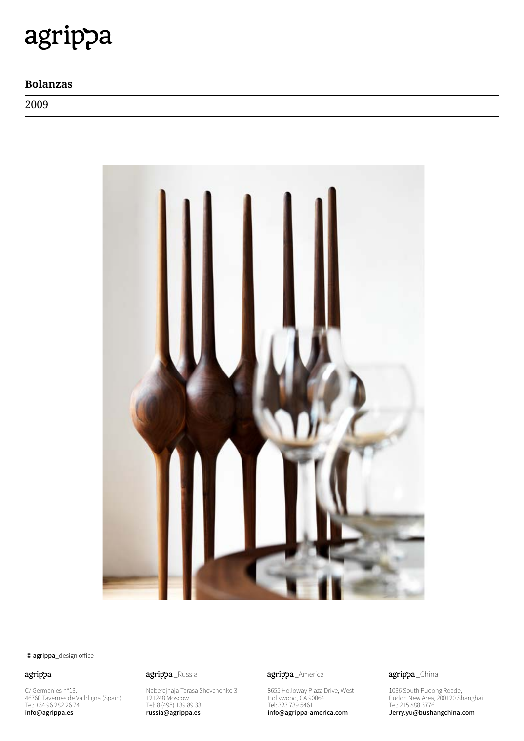agrippa

# Bolanzas

2009

© agrippa_design office

agrippa

C/ Germanies nº13.
46760 Tavernes de Valldigna (Spain)
Tel: +34 96 282 26 74
info@agrippa.es

agrippa _Russia

Naberejnaja Tarasa Shevchenko 3
121248 Moscow
Tel: 8 (495) 139 89 33
russia@agrippa.es

agrippa _America

8655 Holloway Plaza Drive, West
Hollywood, CA 90064
Tel: 323 739 5461
info@agrippa-america.com

agrippa _China

1036 South Pudong Roade,
Pudon New Area, 200120 Shanghai
Tel: 215 888 3776
Jerry.yu@bushangchina.com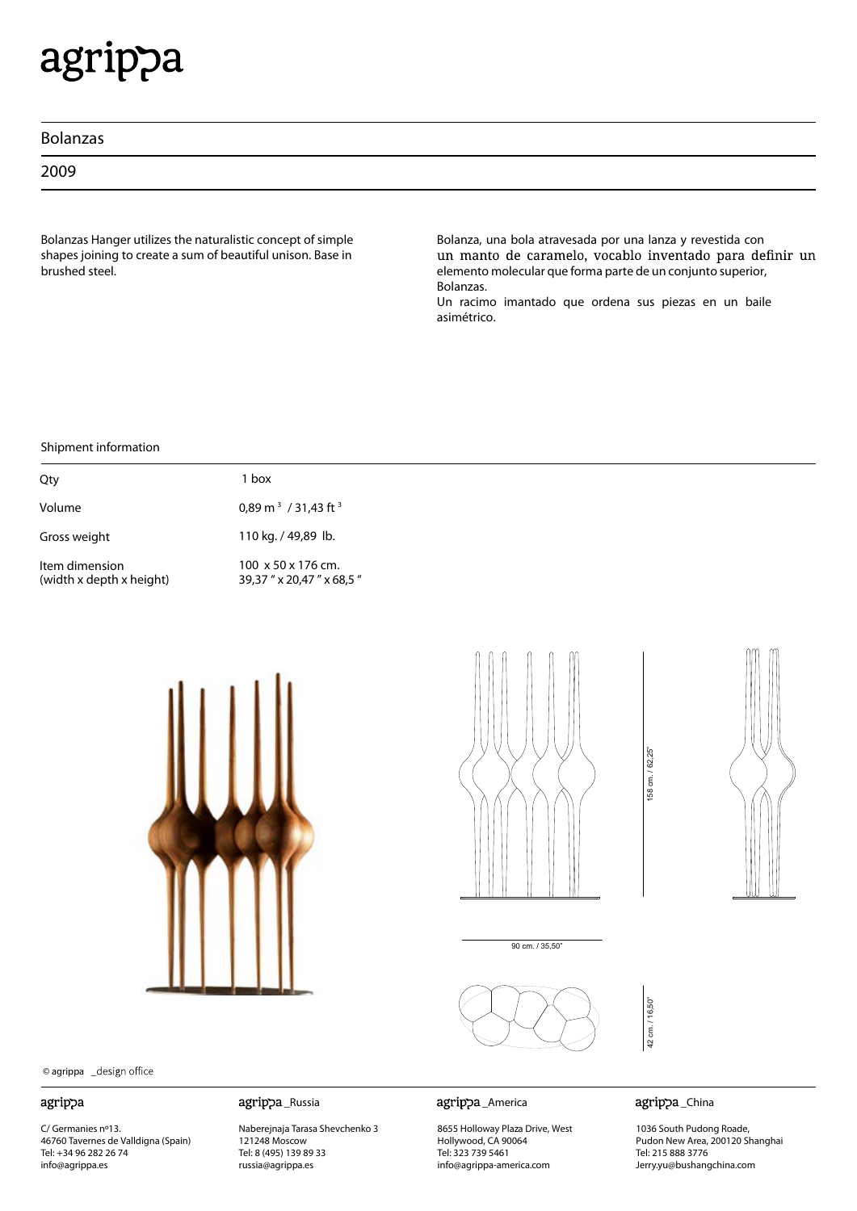# agrippa

## Bolanzas

2009

Bolanzas Hanger utilizes the naturalistic concept of simple shapes joining to create a sum of beautiful unison. Base in brushed steel.

Bolanza, una bola atravesada por una lanza y revestida con un manto de caramelo, vocablo inventado para definir un elemento molecular que forma parte de un conjunto superior, Bolanzas.
Un racimo imantado que ordena sus piezas en un baile asimétrico.

### Shipment information

| | |
|---|---|
| Qty | 1 box |
| Volume | 0,89 m $^3$ / 31,43 ft $^3$ |
| Gross weight | 110 kg. / 49,89 lb. |
| Item dimension (width x depth x height) | 100 x 50 x 176 cm. 39,37 " x 20,47 " x 68,5 " |

158 cm. / 62,25"

90 cm. / 35,50"

42 cm. / 16,50"

© agrippa _design office

**agrippa**
C/ Germanies nº13.
46760 Tavernes de Valldigna (Spain)
Tel: +34 96 282 26 74
info@agrippa.es

**agrippa _Russia**
Naberejnaja Tarasa Shevchenko 3
121248 Moscow
Tel: 8 (495) 139 89 33
russia@agrippa.es

**agrippa _America**
8655 Holloway Plaza Drive, West
Hollywood, CA 90064
Tel: 323 739 5461
info@agrippa-america.com

**agrippa _China**
1036 South Pudong Roade,
Pudon New Area, 200120 Shanghai
Tel: 215 888 3776
Jerry.yu@bushangchina.com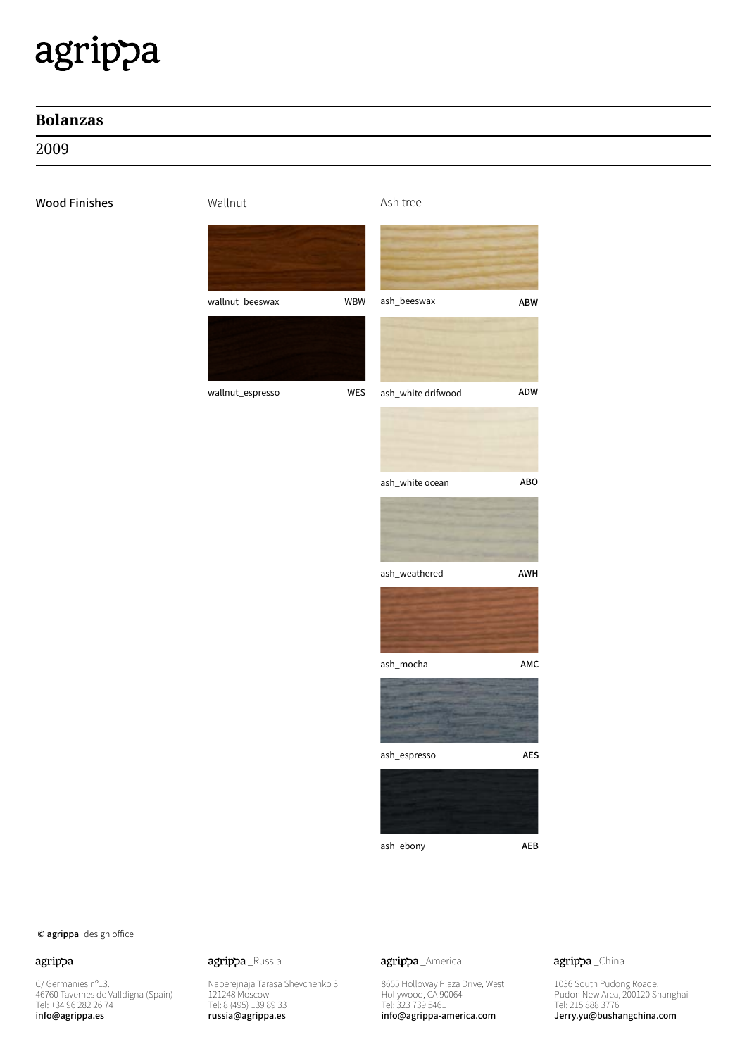agrippa

## Bolanzas

2009

**Wood Finishes**

Wallnut

wallnut_beeswax WBW

wallnut_espresso WES

Ash tree

ash_beeswax ABW

ash_white drifwood ADW

ash_white ocean ABO

ash_weathered AWH

ash_mocha AMC

ash_espresso AES

ash_ebony AEB

© **agrippa**_design office

agrippa

C/ Germanies nº13.
46760 Tavernes de Valldigna (Spain)
Tel: +34 96 282 26 74
**info@agrippa.es**

agrippa _Russia

Naberejnaja Tarasa Shevchenko 3
121248 Moscow
Tel: 8 (495) 139 89 33
**russia@agrippa.es**

agrippa _America

8655 Holloway Plaza Drive, West
Hollywood, CA 90064
Tel: 323 739 5461
**info@agrippa-america.com**

agrippa _China

1036 South Pudong Roade,
Pudon New Area, 200120 Shanghai
Tel: 215 888 3776
**Jerry.yu@bushangchina.com**